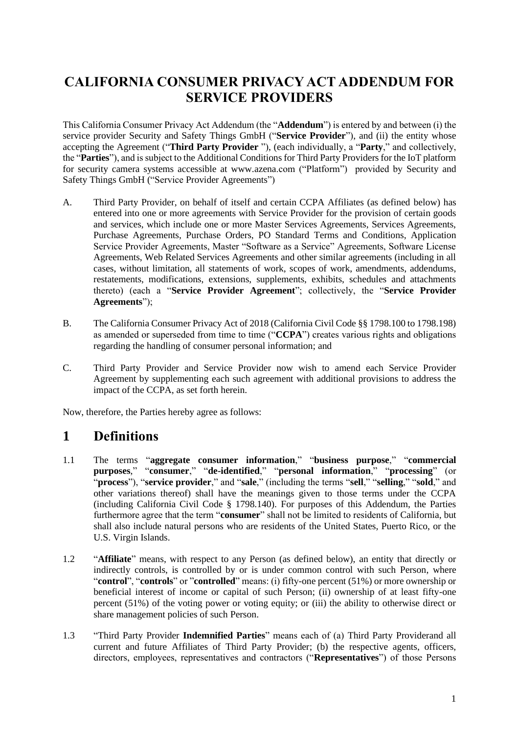# CALIFORNIA CONSUMER PRIVACY ACT ADDENDUM FOR SERVICE PROVIDERS

This California Consumer Privacy Act Addendum (the "**Addendum**") is entered by and between (i) the service provider Security and Safety Things GmbH ("**Service Provider**"), and (ii) the entity whose accepting the Agreement ("**Third Party Provider** "), (each individually, a "**Party**," and collectively, the "**Parties**"), and is subject to the Additional Conditions for Third Party Providers for the IoT platform for security camera systems accessible at www.azena.com ("Platform") provided by Security and Safety Things GmbH ("Service Provider Agreements")

A. Third Party Provider, on behalf of itself and certain CCPA Affiliates (as defined below) has entered into one or more agreements with Service Provider for the provision of certain goods and services, which include one or more Master Services Agreements, Services Agreements, Purchase Agreements, Purchase Orders, PO Standard Terms and Conditions, Application Service Provider Agreements, Master "Software as a Service" Agreements, Software License Agreements, Web Related Services Agreements and other similar agreements (including in all cases, without limitation, all statements of work, scopes of work, amendments, addendums, restatements, modifications, extensions, supplements, exhibits, schedules and attachments thereto) (each a "**Service Provider Agreement**"; collectively, the "**Service Provider Agreements**");

B. The California Consumer Privacy Act of 2018 (California Civil Code §§ 1798.100 to 1798.198) as amended or superseded from time to time ("**CCPA**") creates various rights and obligations regarding the handling of consumer personal information; and

C. Third Party Provider and Service Provider now wish to amend each Service Provider Agreement by supplementing each such agreement with additional provisions to address the impact of the CCPA, as set forth herein.

Now, therefore, the Parties hereby agree as follows:

## 1 Definitions

1.1 The terms "**aggregate consumer information**," "**business purpose**," "**commercial purposes**," "**consumer**," "**de-identified**," "**personal information**," "**processing**" (or "**process**"), "**service provider**," and "**sale**," (including the terms "**sell**," "**selling**," "**sold**," and other variations thereof) shall have the meanings given to those terms under the CCPA (including California Civil Code § 1798.140). For purposes of this Addendum, the Parties furthermore agree that the term "**consumer**" shall not be limited to residents of California, but shall also include natural persons who are residents of the United States, Puerto Rico, or the U.S. Virgin Islands.

1.2 "**Affiliate**" means, with respect to any Person (as defined below), an entity that directly or indirectly controls, is controlled by or is under common control with such Person, where "**control**", "**controls**" or "**controlled**" means: (i) fifty-one percent (51%) or more ownership or beneficial interest of income or capital of such Person; (ii) ownership of at least fifty-one percent (51%) of the voting power or voting equity; or (iii) the ability to otherwise direct or share management policies of such Person.

1.3 "Third Party Provider **Indemnified Parties**" means each of (a) Third Party Providerand all current and future Affiliates of Third Party Provider; (b) the respective agents, officers, directors, employees, representatives and contractors ("**Representatives**") of those Persons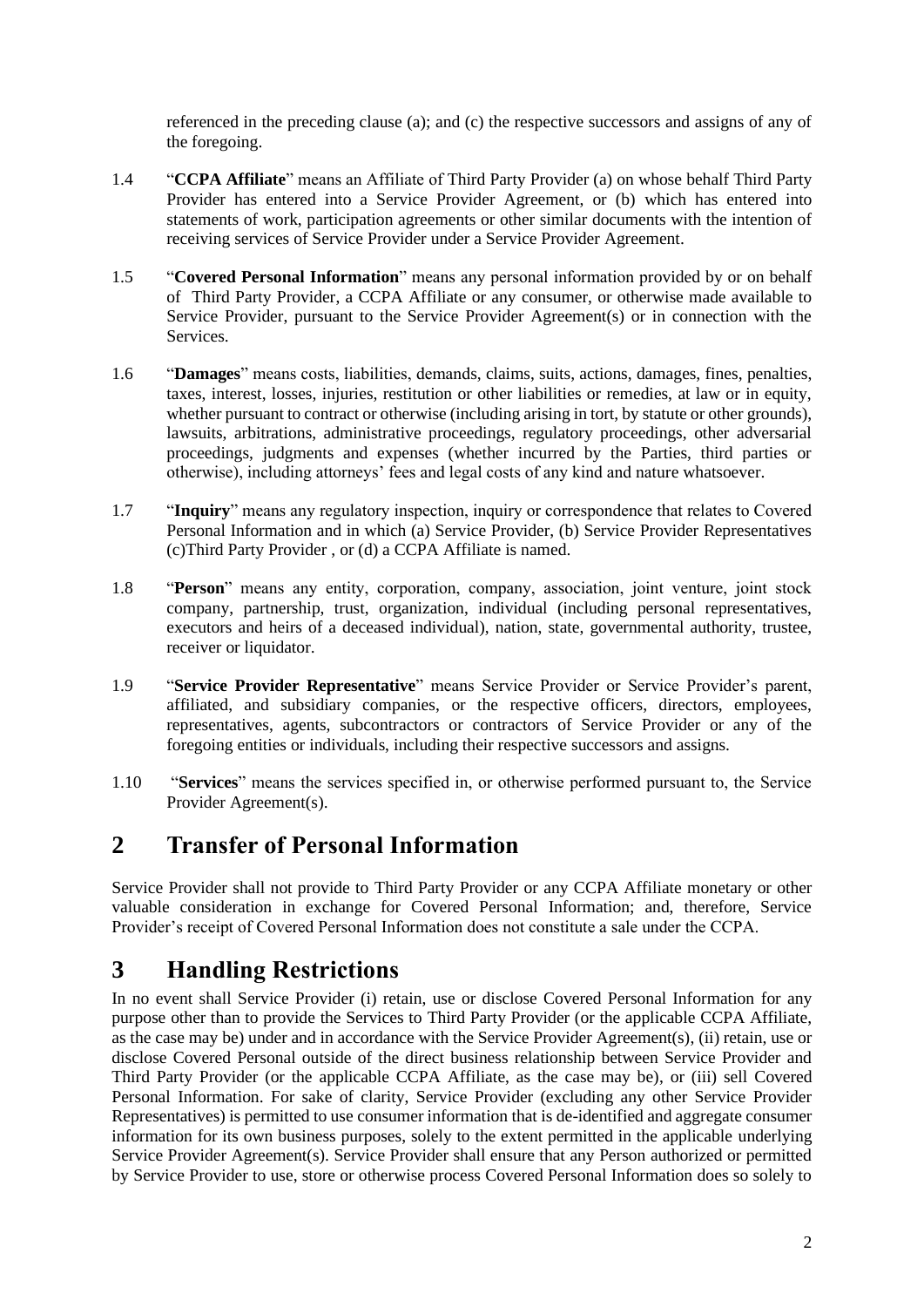referenced in the preceding clause (a); and (c) the respective successors and assigns of any of the foregoing.

1.4 "**CCPA Affiliate**" means an Affiliate of Third Party Provider (a) on whose behalf Third Party Provider has entered into a Service Provider Agreement, or (b) which has entered into statements of work, participation agreements or other similar documents with the intention of receiving services of Service Provider under a Service Provider Agreement.

1.5 "**Covered Personal Information**" means any personal information provided by or on behalf of Third Party Provider, a CCPA Affiliate or any consumer, or otherwise made available to Service Provider, pursuant to the Service Provider Agreement(s) or in connection with the Services.

1.6 "**Damages**" means costs, liabilities, demands, claims, suits, actions, damages, fines, penalties, taxes, interest, losses, injuries, restitution or other liabilities or remedies, at law or in equity, whether pursuant to contract or otherwise (including arising in tort, by statute or other grounds), lawsuits, arbitrations, administrative proceedings, regulatory proceedings, other adversarial proceedings, judgments and expenses (whether incurred by the Parties, third parties or otherwise), including attorneys' fees and legal costs of any kind and nature whatsoever.

1.7 "**Inquiry**" means any regulatory inspection, inquiry or correspondence that relates to Covered Personal Information and in which (a) Service Provider, (b) Service Provider Representatives (c)Third Party Provider , or (d) a CCPA Affiliate is named.

1.8 "**Person**" means any entity, corporation, company, association, joint venture, joint stock company, partnership, trust, organization, individual (including personal representatives, executors and heirs of a deceased individual), nation, state, governmental authority, trustee, receiver or liquidator.

1.9 "**Service Provider Representative**" means Service Provider or Service Provider's parent, affiliated, and subsidiary companies, or the respective officers, directors, employees, representatives, agents, subcontractors or contractors of Service Provider or any of the foregoing entities or individuals, including their respective successors and assigns.

1.10 "**Services**" means the services specified in, or otherwise performed pursuant to, the Service Provider Agreement(s).

# 2 Transfer of Personal Information

Service Provider shall not provide to Third Party Provider or any CCPA Affiliate monetary or other valuable consideration in exchange for Covered Personal Information; and, therefore, Service Provider's receipt of Covered Personal Information does not constitute a sale under the CCPA.

# 3 Handling Restrictions

In no event shall Service Provider (i) retain, use or disclose Covered Personal Information for any purpose other than to provide the Services to Third Party Provider (or the applicable CCPA Affiliate, as the case may be) under and in accordance with the Service Provider Agreement(s), (ii) retain, use or disclose Covered Personal outside of the direct business relationship between Service Provider and Third Party Provider (or the applicable CCPA Affiliate, as the case may be), or (iii) sell Covered Personal Information. For sake of clarity, Service Provider (excluding any other Service Provider Representatives) is permitted to use consumer information that is de-identified and aggregate consumer information for its own business purposes, solely to the extent permitted in the applicable underlying Service Provider Agreement(s). Service Provider shall ensure that any Person authorized or permitted by Service Provider to use, store or otherwise process Covered Personal Information does so solely to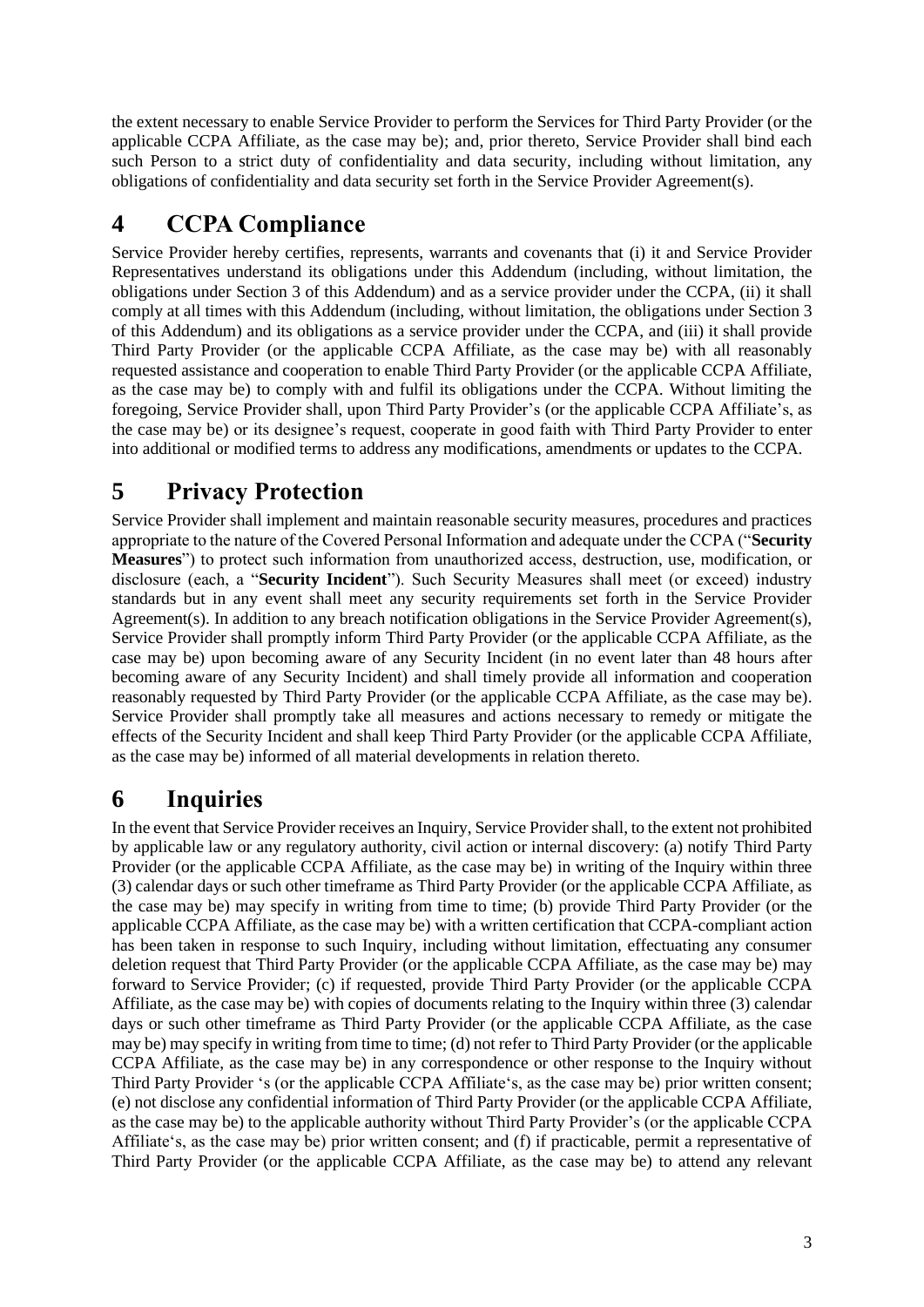the extent necessary to enable Service Provider to perform the Services for Third Party Provider (or the applicable CCPA Affiliate, as the case may be); and, prior thereto, Service Provider shall bind each such Person to a strict duty of confidentiality and data security, including without limitation, any obligations of confidentiality and data security set forth in the Service Provider Agreement(s).

# 4 CCPA Compliance

Service Provider hereby certifies, represents, warrants and covenants that (i) it and Service Provider Representatives understand its obligations under this Addendum (including, without limitation, the obligations under Section 3 of this Addendum) and as a service provider under the CCPA, (ii) it shall comply at all times with this Addendum (including, without limitation, the obligations under Section 3 of this Addendum) and its obligations as a service provider under the CCPA, and (iii) it shall provide Third Party Provider (or the applicable CCPA Affiliate, as the case may be) with all reasonably requested assistance and cooperation to enable Third Party Provider (or the applicable CCPA Affiliate, as the case may be) to comply with and fulfil its obligations under the CCPA. Without limiting the foregoing, Service Provider shall, upon Third Party Provider's (or the applicable CCPA Affiliate's, as the case may be) or its designee's request, cooperate in good faith with Third Party Provider to enter into additional or modified terms to address any modifications, amendments or updates to the CCPA.

# 5 Privacy Protection

Service Provider shall implement and maintain reasonable security measures, procedures and practices appropriate to the nature of the Covered Personal Information and adequate under the CCPA ("**Security Measures**") to protect such information from unauthorized access, destruction, use, modification, or disclosure (each, a "**Security Incident**"). Such Security Measures shall meet (or exceed) industry standards but in any event shall meet any security requirements set forth in the Service Provider Agreement(s). In addition to any breach notification obligations in the Service Provider Agreement(s), Service Provider shall promptly inform Third Party Provider (or the applicable CCPA Affiliate, as the case may be) upon becoming aware of any Security Incident (in no event later than 48 hours after becoming aware of any Security Incident) and shall timely provide all information and cooperation reasonably requested by Third Party Provider (or the applicable CCPA Affiliate, as the case may be). Service Provider shall promptly take all measures and actions necessary to remedy or mitigate the effects of the Security Incident and shall keep Third Party Provider (or the applicable CCPA Affiliate, as the case may be) informed of all material developments in relation thereto.

# 6 Inquiries

In the event that Service Provider receives an Inquiry, Service Provider shall, to the extent not prohibited by applicable law or any regulatory authority, civil action or internal discovery: (a) notify Third Party Provider (or the applicable CCPA Affiliate, as the case may be) in writing of the Inquiry within three (3) calendar days or such other timeframe as Third Party Provider (or the applicable CCPA Affiliate, as the case may be) may specify in writing from time to time; (b) provide Third Party Provider (or the applicable CCPA Affiliate, as the case may be) with a written certification that CCPA-compliant action has been taken in response to such Inquiry, including without limitation, effectuating any consumer deletion request that Third Party Provider (or the applicable CCPA Affiliate, as the case may be) may forward to Service Provider; (c) if requested, provide Third Party Provider (or the applicable CCPA Affiliate, as the case may be) with copies of documents relating to the Inquiry within three (3) calendar days or such other timeframe as Third Party Provider (or the applicable CCPA Affiliate, as the case may be) may specify in writing from time to time; (d) not refer to Third Party Provider (or the applicable CCPA Affiliate, as the case may be) in any correspondence or other response to the Inquiry without Third Party Provider 's (or the applicable CCPA Affiliate's, as the case may be) prior written consent; (e) not disclose any confidential information of Third Party Provider (or the applicable CCPA Affiliate, as the case may be) to the applicable authority without Third Party Provider's (or the applicable CCPA Affiliate's, as the case may be) prior written consent; and (f) if practicable, permit a representative of Third Party Provider (or the applicable CCPA Affiliate, as the case may be) to attend any relevant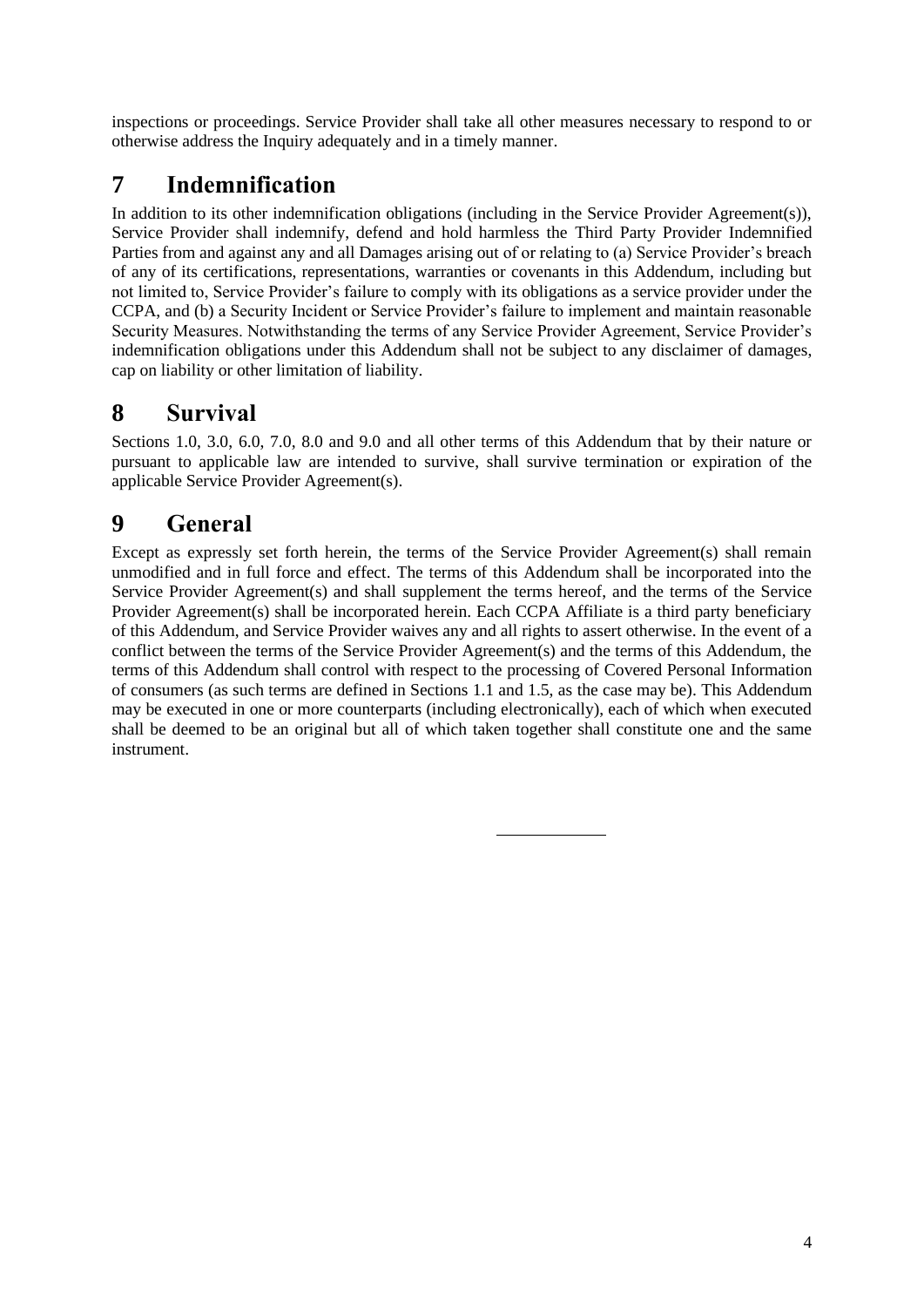inspections or proceedings. Service Provider shall take all other measures necessary to respond to or otherwise address the Inquiry adequately and in a timely manner.

# 7 Indemnification

In addition to its other indemnification obligations (including in the Service Provider Agreement(s)), Service Provider shall indemnify, defend and hold harmless the Third Party Provider Indemnified Parties from and against any and all Damages arising out of or relating to (a) Service Provider's breach of any of its certifications, representations, warranties or covenants in this Addendum, including but not limited to, Service Provider's failure to comply with its obligations as a service provider under the CCPA, and (b) a Security Incident or Service Provider's failure to implement and maintain reasonable Security Measures. Notwithstanding the terms of any Service Provider Agreement, Service Provider's indemnification obligations under this Addendum shall not be subject to any disclaimer of damages, cap on liability or other limitation of liability.

# 8 Survival

Sections 1.0, 3.0, 6.0, 7.0, 8.0 and 9.0 and all other terms of this Addendum that by their nature or pursuant to applicable law are intended to survive, shall survive termination or expiration of the applicable Service Provider Agreement(s).

# 9 General

Except as expressly set forth herein, the terms of the Service Provider Agreement(s) shall remain unmodified and in full force and effect. The terms of this Addendum shall be incorporated into the Service Provider Agreement(s) and shall supplement the terms hereof, and the terms of the Service Provider Agreement(s) shall be incorporated herein. Each CCPA Affiliate is a third party beneficiary of this Addendum, and Service Provider waives any and all rights to assert otherwise. In the event of a conflict between the terms of the Service Provider Agreement(s) and the terms of this Addendum, the terms of this Addendum shall control with respect to the processing of Covered Personal Information of consumers (as such terms are defined in Sections 1.1 and 1.5, as the case may be). This Addendum may be executed in one or more counterparts (including electronically), each of which when executed shall be deemed to be an original but all of which taken together shall constitute one and the same instrument.

\_\_\_\_\_\_\_\_\_\_\_\_